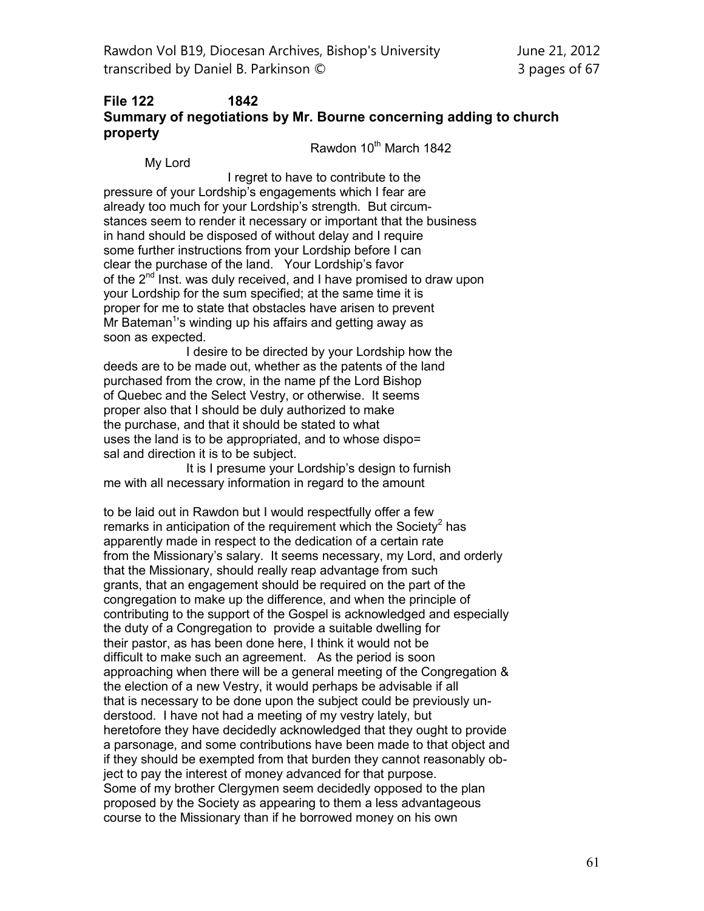**File 122 1842**
**Summary of negotiations by Mr. Bourne concerning adding to church property**

Rawdon 10th March 1842

My Lord

I regret to have to contribute to the pressure of your Lordship's engagements which I fear are already too much for your Lordship's strength. But circumstances seem to render it necessary or important that the business in hand should be disposed of without delay and I require some further instructions from your Lordship before I can clear the purchase of the land. Your Lordship's favor of the 2nd Inst. was duly received, and I have promised to draw upon your Lordship for the sum specified; at the same time it is proper for me to state that obstacles have arisen to prevent Mr Bateman[1]'s winding up his affairs and getting away as soon as expected.

I desire to be directed by your Lordship how the deeds are to be made out, whether as the patents of the land purchased from the crow, in the name pf the Lord Bishop of Quebec and the Select Vestry, or otherwise. It seems proper also that I should be duly authorized to make the purchase, and that it should be stated to what uses the land is to be appropriated, and to whose dispo= sal and direction it is to be subject.

It is I presume your Lordship's design to furnish me with all necessary information in regard to the amount

to be laid out in Rawdon but I would respectfully offer a few remarks in anticipation of the requirement which the Society[2] has apparently made in respect to the dedication of a certain rate from the Missionary's salary. It seems necessary, my Lord, and orderly that the Missionary, should really reap advantage from such grants, that an engagement should be required on the part of the congregation to make up the difference, and when the principle of contributing to the support of the Gospel is acknowledged and especially the duty of a Congregation to provide a suitable dwelling for their pastor, as has been done here, I think it would not be difficult to make such an agreement. As the period is soon approaching when there will be a general meeting of the Congregation & the election of a new Vestry, it would perhaps be advisable if all that is necessary to be done upon the subject could be previously understood. I have not had a meeting of my vestry lately, but heretofore they have decidedly acknowledged that they ought to provide a parsonage, and some contributions have been made to that object and if they should be exempted from that burden they cannot reasonably object to pay the interest of money advanced for that purpose. Some of my brother Clergymen seem decidedly opposed to the plan proposed by the Society as appearing to them a less advantageous course to the Missionary than if he borrowed money on his own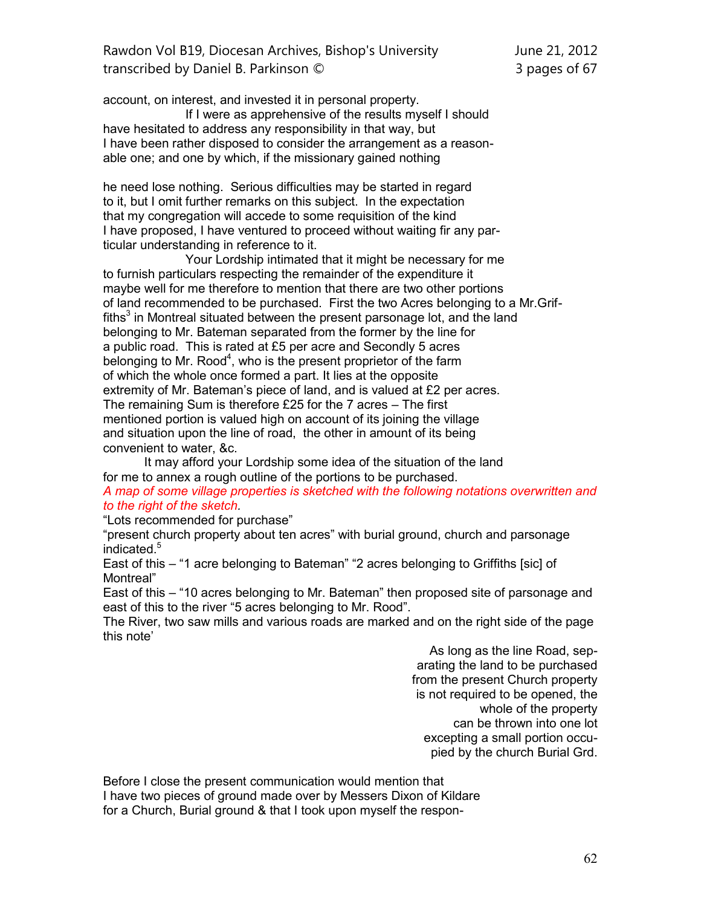account, on interest, and invested it in personal property.

If I were as apprehensive of the results myself I should have hesitated to address any responsibility in that way, but I have been rather disposed to consider the arrangement as a reasonable one; and one by which, if the missionary gained nothing

he need lose nothing. Serious difficulties may be started in regard to it, but I omit further remarks on this subject. In the expectation that my congregation will accede to some requisition of the kind I have proposed, I have ventured to proceed without waiting fir any particular understanding in reference to it.

Your Lordship intimated that it might be necessary for me to furnish particulars respecting the remainder of the expenditure it maybe well for me therefore to mention that there are two other portions of land recommended to be purchased. First the two Acres belonging to a Mr.Griffiths[3] in Montreal situated between the present parsonage lot, and the land belonging to Mr. Bateman separated from the former by the line for a public road. This is rated at £5 per acre and Secondly 5 acres belonging to Mr. Rood[4], who is the present proprietor of the farm of which the whole once formed a part. It lies at the opposite extremity of Mr. Bateman's piece of land, and is valued at £2 per acres. The remaining Sum is therefore £25 for the 7 acres – The first mentioned portion is valued high on account of its joining the village and situation upon the line of road, the other in amount of its being convenient to water, &c.

It may afford your Lordship some idea of the situation of the land for me to annex a rough outline of the portions to be purchased.

*A map of some village properties is sketched with the following notations overwritten and to the right of the sketch.*

"Lots recommended for purchase"

"present church property about ten acres" with burial ground, church and parsonage indicated.[5]

East of this – "1 acre belonging to Bateman" "2 acres belonging to Griffiths [sic] of Montreal"

East of this – "10 acres belonging to Mr. Bateman" then proposed site of parsonage and east of this to the river "5 acres belonging to Mr. Rood".

The River, two saw mills and various roads are marked and on the right side of the page this note'

> As long as the line Road, separating the land to be purchased from the present Church property is not required to be opened, the whole of the property can be thrown into one lot excepting a small portion occupied by the church Burial Grd.

Before I close the present communication would mention that I have two pieces of ground made over by Messers Dixon of Kildare for a Church, Burial ground & that I took upon myself the respon-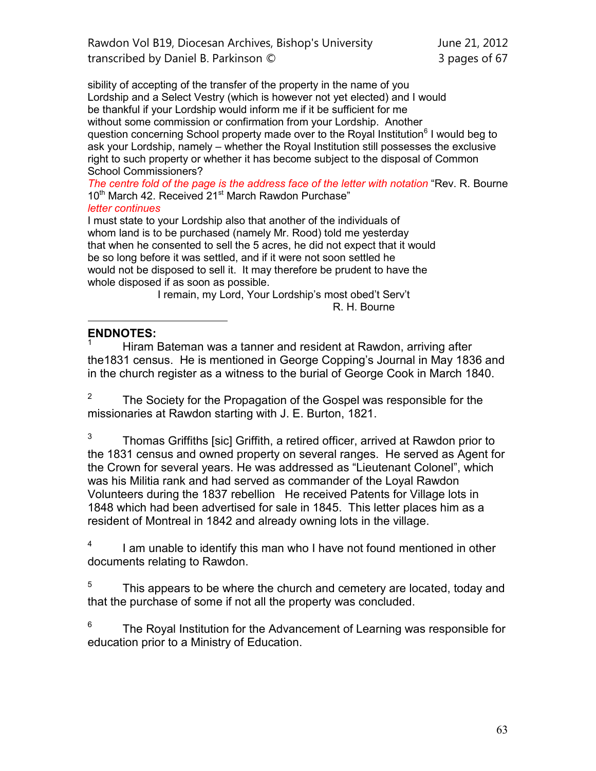sibility of accepting of the transfer of the property in the name of you Lordship and a Select Vestry (which is however not yet elected) and I would be thankful if your Lordship would inform me if it be sufficient for me without some commission or confirmation from your Lordship. Another question concerning School property made over to the Royal Institution[6] I would beg to ask your Lordship, namely – whether the Royal Institution still possesses the exclusive right to such property or whether it has become subject to the disposal of Common School Commissioners?

*The centre fold of the page is the address face of the letter with notation* "Rev. R. Bourne 10th March 42. Received 21st March Rawdon Purchase"

*letter continues*

I must state to your Lordship also that another of the individuals of whom land is to be purchased (namely Mr. Rood) told me yesterday that when he consented to sell the 5 acres, he did not expect that it would be so long before it was settled, and if it were not soon settled he would not be disposed to sell it. It may therefore be prudent to have the whole disposed if as soon as possible.

I remain, my Lord, Your Lordship's most obed't Serv't

R. H. Bourne

---

**ENDNOTES:**

[1] Hiram Bateman was a tanner and resident at Rawdon, arriving after the1831 census. He is mentioned in George Copping's Journal in May 1836 and in the church register as a witness to the burial of George Cook in March 1840.

[2] The Society for the Propagation of the Gospel was responsible for the missionaries at Rawdon starting with J. E. Burton, 1821.

[3] Thomas Griffiths [sic] Griffith, a retired officer, arrived at Rawdon prior to the 1831 census and owned property on several ranges. He served as Agent for the Crown for several years. He was addressed as "Lieutenant Colonel", which was his Militia rank and had served as commander of the Loyal Rawdon Volunteers during the 1837 rebellion He received Patents for Village lots in 1848 which had been advertised for sale in 1845. This letter places him as a resident of Montreal in 1842 and already owning lots in the village.

[4] I am unable to identify this man who I have not found mentioned in other documents relating to Rawdon.

[5] This appears to be where the church and cemetery are located, today and that the purchase of some if not all the property was concluded.

[6] The Royal Institution for the Advancement of Learning was responsible for education prior to a Ministry of Education.